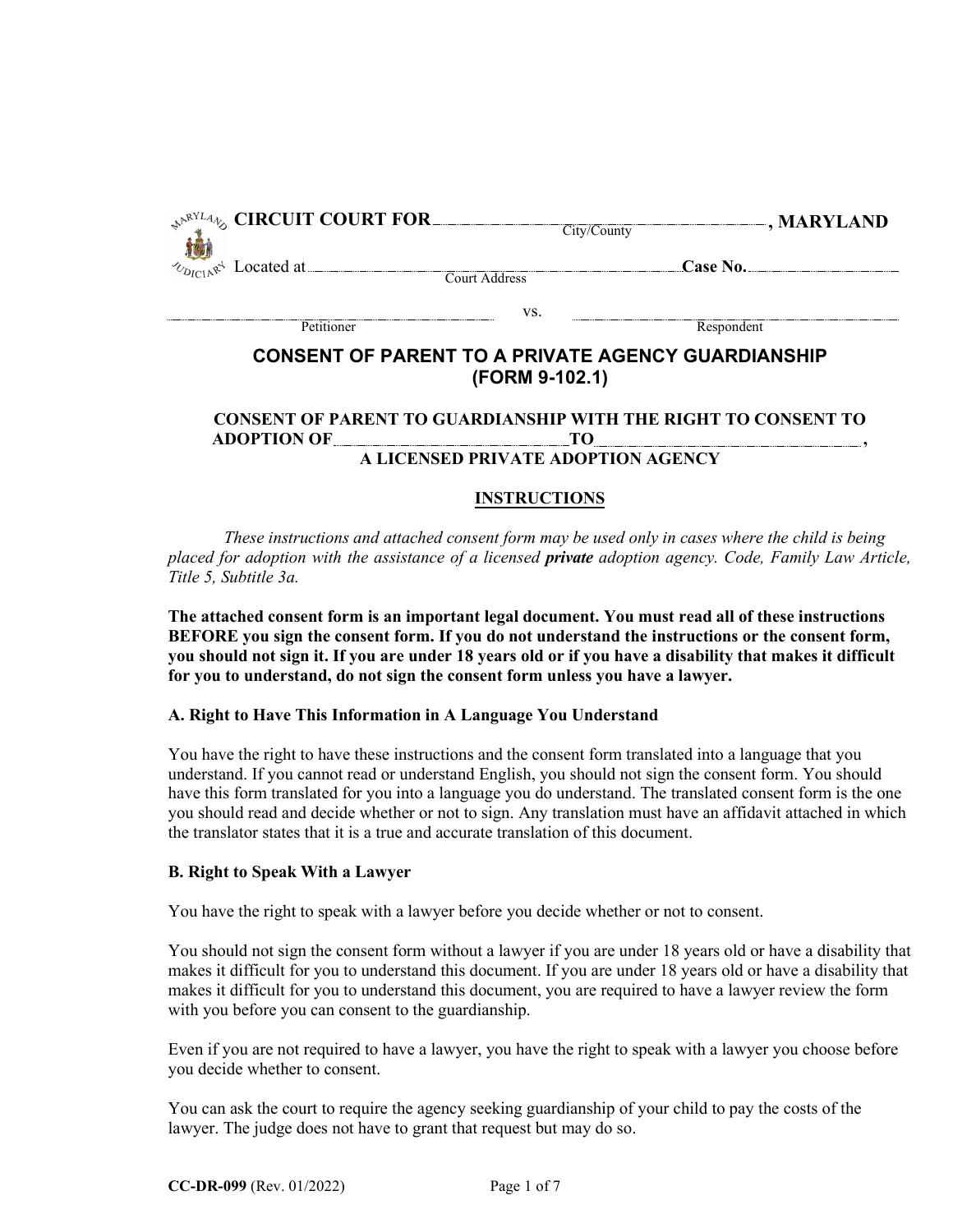**CIRCUIT COURT FOR** ______________________ **, MARYLAND**
City/County

Located at ______________________ **Case No.** ____________
Court Address

______________________ vs. ______________________
Petitioner Respondent

## CONSENT OF PARENT TO A PRIVATE AGENCY GUARDIANSHIP (FORM 9-102.1)

### CONSENT OF PARENT TO GUARDIANSHIP WITH THE RIGHT TO CONSENT TO ADOPTION OF ____________ TO ______________________, A LICENSED PRIVATE ADOPTION AGENCY

### INSTRUCTIONS

*These instructions and attached consent form may be used only in cases where the child is being placed for adoption with the assistance of a licensed* ***private*** *adoption agency. Code, Family Law Article, Title 5, Subtitle 3a.*

**The attached consent form is an important legal document. You must read all of these instructions BEFORE you sign the consent form. If you do not understand the instructions or the consent form, you should not sign it. If you are under 18 years old or if you have a disability that makes it difficult for you to understand, do not sign the consent form unless you have a lawyer.**

#### A. Right to Have This Information in A Language You Understand

You have the right to have these instructions and the consent form translated into a language that you understand. If you cannot read or understand English, you should not sign the consent form. You should have this form translated for you into a language you do understand. The translated consent form is the one you should read and decide whether or not to sign. Any translation must have an affidavit attached in which the translator states that it is a true and accurate translation of this document.

#### B. Right to Speak With a Lawyer

You have the right to speak with a lawyer before you decide whether or not to consent.

You should not sign the consent form without a lawyer if you are under 18 years old or have a disability that makes it difficult for you to understand this document. If you are under 18 years old or have a disability that makes it difficult for you to understand this document, you are required to have a lawyer review the form with you before you can consent to the guardianship.

Even if you are not required to have a lawyer, you have the right to speak with a lawyer you choose before you decide whether to consent.

You can ask the court to require the agency seeking guardianship of your child to pay the costs of the lawyer. The judge does not have to grant that request but may do so.

**CC-DR-099** (Rev. 01/2022)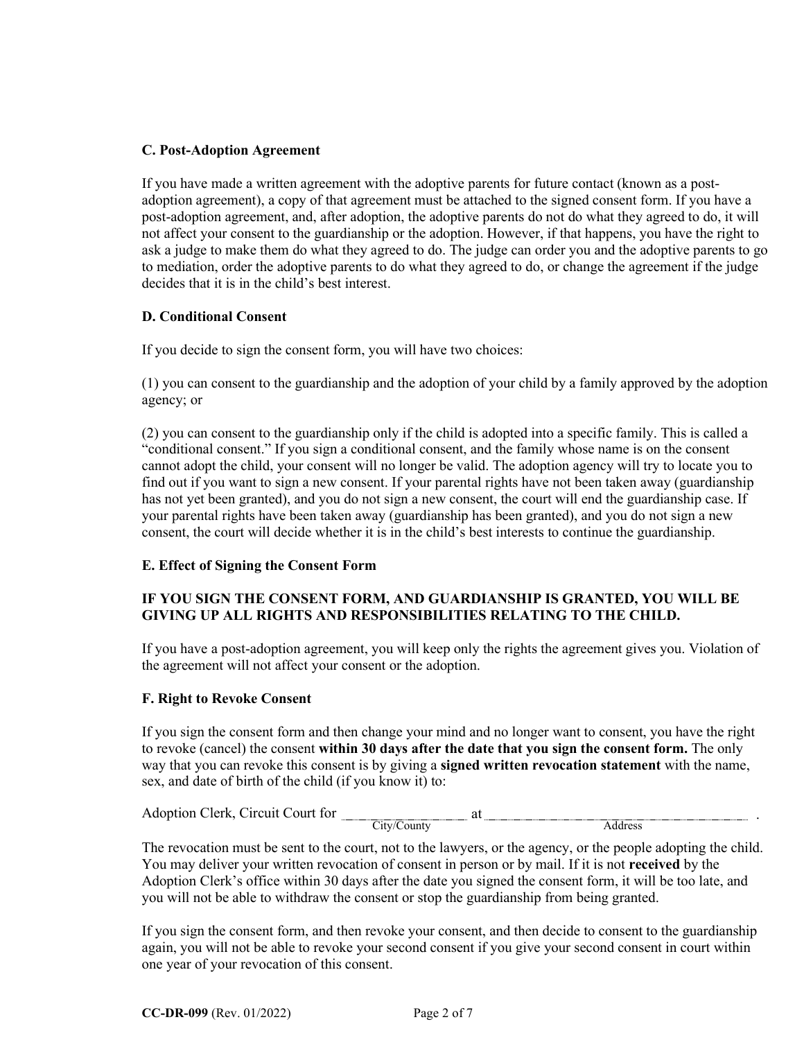### C. Post-Adoption Agreement

If you have made a written agreement with the adoptive parents for future contact (known as a post-adoption agreement), a copy of that agreement must be attached to the signed consent form. If you have a post-adoption agreement, and, after adoption, the adoptive parents do not do what they agreed to do, it will not affect your consent to the guardianship or the adoption. However, if that happens, you have the right to ask a judge to make them do what they agreed to do. The judge can order you and the adoptive parents to go to mediation, order the adoptive parents to do what they agreed to do, or change the agreement if the judge decides that it is in the child's best interest.

### D. Conditional Consent

If you decide to sign the consent form, you will have two choices:

(1) you can consent to the guardianship and the adoption of your child by a family approved by the adoption agency; or

(2) you can consent to the guardianship only if the child is adopted into a specific family. This is called a "conditional consent." If you sign a conditional consent, and the family whose name is on the consent cannot adopt the child, your consent will no longer be valid. The adoption agency will try to locate you to find out if you want to sign a new consent. If your parental rights have not been taken away (guardianship has not yet been granted), and you do not sign a new consent, the court will end the guardianship case. If your parental rights have been taken away (guardianship has been granted), and you do not sign a new consent, the court will decide whether it is in the child's best interests to continue the guardianship.

### E. Effect of Signing the Consent Form

**IF YOU SIGN THE CONSENT FORM, AND GUARDIANSHIP IS GRANTED, YOU WILL BE GIVING UP ALL RIGHTS AND RESPONSIBILITIES RELATING TO THE CHILD.**

If you have a post-adoption agreement, you will keep only the rights the agreement gives you. Violation of the agreement will not affect your consent or the adoption.

### F. Right to Revoke Consent

If you sign the consent form and then change your mind and no longer want to consent, you have the right to revoke (cancel) the consent **within 30 days after the date that you sign the consent form.** The only way that you can revoke this consent is by giving a **signed written revocation statement** with the name, sex, and date of birth of the child (if you know it) to:

Adoption Clerk, Circuit Court for ____________________ at ____________________________________________ .
City/County Address

The revocation must be sent to the court, not to the lawyers, or the agency, or the people adopting the child. You may deliver your written revocation of consent in person or by mail. If it is not **received** by the Adoption Clerk's office within 30 days after the date you signed the consent form, it will be too late, and you will not be able to withdraw the consent or stop the guardianship from being granted.

If you sign the consent form, and then revoke your consent, and then decide to consent to the guardianship again, you will not be able to revoke your second consent if you give your second consent in court within one year of your revocation of this consent.

**CC-DR-099** (Rev. 01/2022)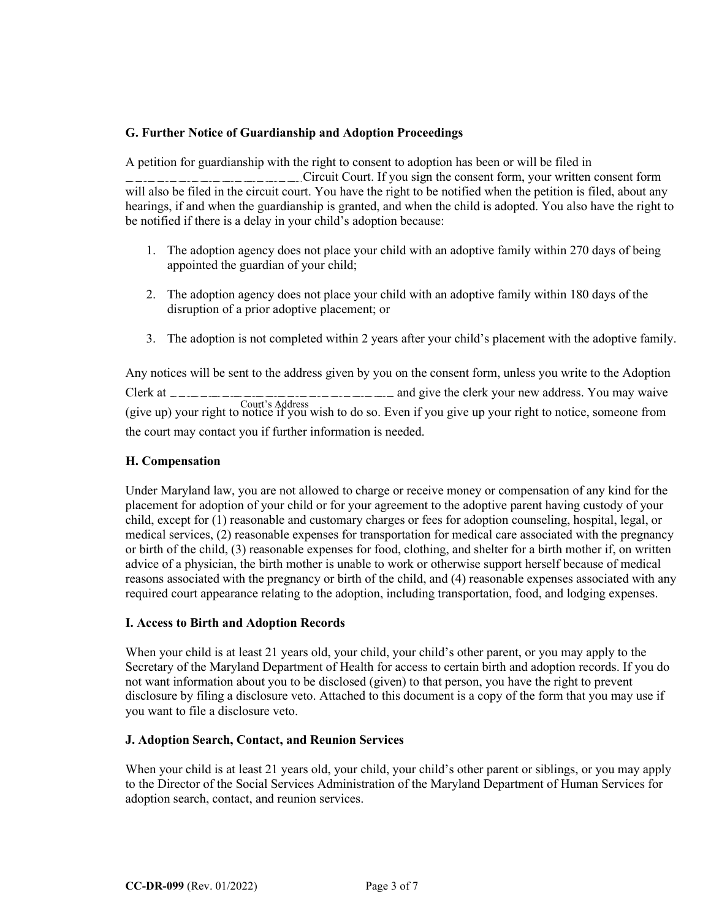### G. Further Notice of Guardianship and Adoption Proceedings

A petition for guardianship with the right to consent to adoption has been or will be filed in \_\_\_\_\_\_\_\_\_\_\_\_\_\_\_\_\_\_\_\_\_\_\_\_ Circuit Court. If you sign the consent form, your written consent form will also be filed in the circuit court. You have the right to be notified when the petition is filed, about any hearings, if and when the guardianship is granted, and when the child is adopted. You also have the right to be notified if there is a delay in your child's adoption because:

1. The adoption agency does not place your child with an adoptive family within 270 days of being appointed the guardian of your child;
2. The adoption agency does not place your child with an adoptive family within 180 days of the disruption of a prior adoptive placement; or
3. The adoption is not completed within 2 years after your child's placement with the adoptive family.

Any notices will be sent to the address given by you on the consent form, unless you write to the Adoption Clerk at \_\_\_\_\_\_\_\_\_\_\_\_\_\_\_\_\_\_\_\_\_\_\_\_\_\_\_\_\_\_\_\_ (Court's Address) and give the clerk your new address. You may waive (give up) your right to notice if you wish to do so. Even if you give up your right to notice, someone from the court may contact you if further information is needed.

### H. Compensation

Under Maryland law, you are not allowed to charge or receive money or compensation of any kind for the placement for adoption of your child or for your agreement to the adoptive parent having custody of your child, except for (1) reasonable and customary charges or fees for adoption counseling, hospital, legal, or medical services, (2) reasonable expenses for transportation for medical care associated with the pregnancy or birth of the child, (3) reasonable expenses for food, clothing, and shelter for a birth mother if, on written advice of a physician, the birth mother is unable to work or otherwise support herself because of medical reasons associated with the pregnancy or birth of the child, and (4) reasonable expenses associated with any required court appearance relating to the adoption, including transportation, food, and lodging expenses.

### I. Access to Birth and Adoption Records

When your child is at least 21 years old, your child, your child's other parent, or you may apply to the Secretary of the Maryland Department of Health for access to certain birth and adoption records. If you do not want information about you to be disclosed (given) to that person, you have the right to prevent disclosure by filing a disclosure veto. Attached to this document is a copy of the form that you may use if you want to file a disclosure veto.

### J. Adoption Search, Contact, and Reunion Services

When your child is at least 21 years old, your child, your child's other parent or siblings, or you may apply to the Director of the Social Services Administration of the Maryland Department of Human Services for adoption search, contact, and reunion services.

**CC-DR-099** (Rev. 01/2022)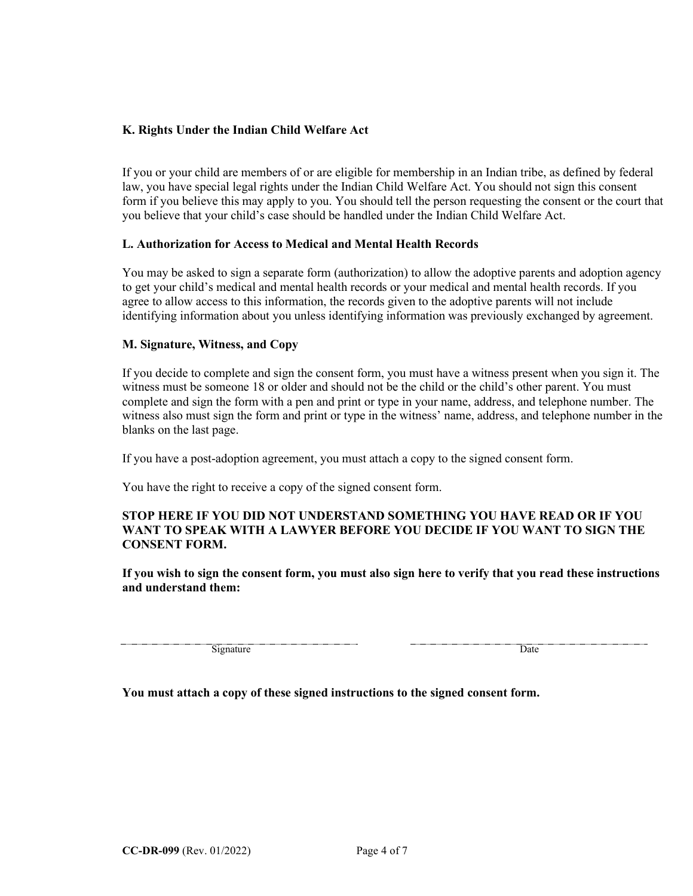### K. Rights Under the Indian Child Welfare Act

If you or your child are members of or are eligible for membership in an Indian tribe, as defined by federal law, you have special legal rights under the Indian Child Welfare Act. You should not sign this consent form if you believe this may apply to you. You should tell the person requesting the consent or the court that you believe that your child's case should be handled under the Indian Child Welfare Act.

### L. Authorization for Access to Medical and Mental Health Records

You may be asked to sign a separate form (authorization) to allow the adoptive parents and adoption agency to get your child's medical and mental health records or your medical and mental health records. If you agree to allow access to this information, the records given to the adoptive parents will not include identifying information about you unless identifying information was previously exchanged by agreement.

### M. Signature, Witness, and Copy

If you decide to complete and sign the consent form, you must have a witness present when you sign it. The witness must be someone 18 or older and should not be the child or the child's other parent. You must complete and sign the form with a pen and print or type in your name, address, and telephone number. The witness also must sign the form and print or type in the witness' name, address, and telephone number in the blanks on the last page.

If you have a post-adoption agreement, you must attach a copy to the signed consent form.

You have the right to receive a copy of the signed consent form.

**STOP HERE IF YOU DID NOT UNDERSTAND SOMETHING YOU HAVE READ OR IF YOU WANT TO SPEAK WITH A LAWYER BEFORE YOU DECIDE IF YOU WANT TO SIGN THE CONSENT FORM.**

**If you wish to sign the consent form, you must also sign here to verify that you read these instructions and understand them:**

\_\_\_\_\_\_\_\_\_\_\_\_\_\_\_\_\_\_\_\_\_\_\_\_\_\_\_\_\_\_\_\_\_\_\_\_\_\_ \_\_\_\_\_\_\_\_\_\_\_\_\_\_\_\_\_\_\_\_\_\_\_\_\_\_\_\_\_\_\_\_\_\_\_\_\_\_
Signature Date

**You must attach a copy of these signed instructions to the signed consent form.**

**CC-DR-099** (Rev. 01/2022)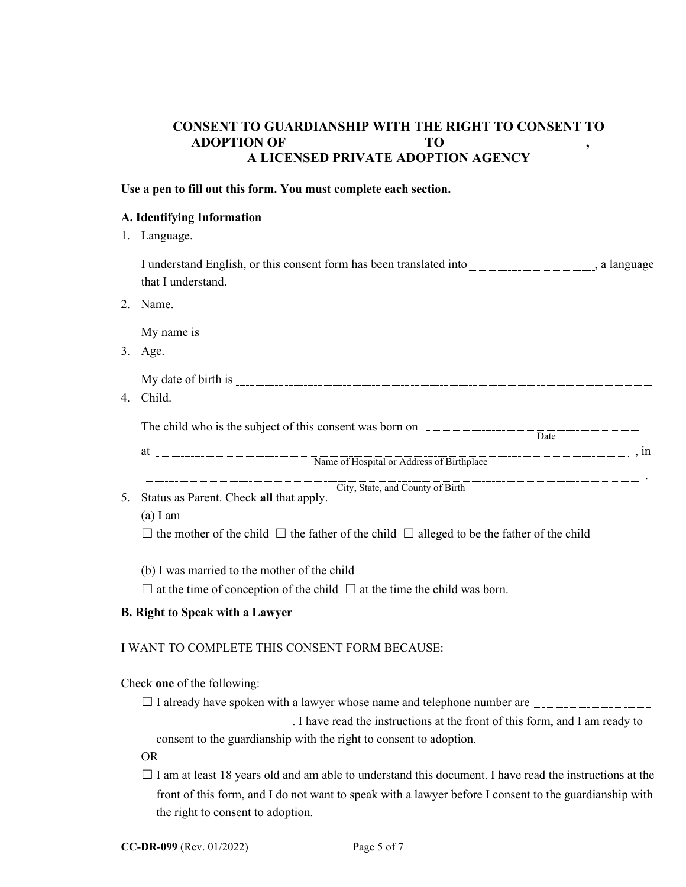# CONSENT TO GUARDIANSHIP WITH THE RIGHT TO CONSENT TO ADOPTION OF ____________________ TO ____________________, A LICENSED PRIVATE ADOPTION AGENCY

**Use a pen to fill out this form. You must complete each section.**

**A. Identifying Information**

1. Language.

   I understand English, or this consent form has been translated into ____________________, a language that I understand.

2. Name.

   My name is ________________________________________________________________

3. Age.

   My date of birth is ________________________________________________________________

4. Child.

   The child who is the subject of this consent was born on ______________________________
   Date

   at ________________________________________________________________ , in
   Name of Hospital or Address of Birthplace

   ________________________________________________________________ .
   City, State, and County of Birth

5. Status as Parent. Check **all** that apply.

   (a) I am

   ☐ the mother of the child ☐ the father of the child ☐ alleged to be the father of the child

   (b) I was married to the mother of the child

   ☐ at the time of conception of the child ☐ at the time the child was born.

**B. Right to Speak with a Lawyer**

I WANT TO COMPLETE THIS CONSENT FORM BECAUSE:

Check **one** of the following:

☐ I already have spoken with a lawyer whose name and telephone number are ____________________ ____________________ . I have read the instructions at the front of this form, and I am ready to consent to the guardianship with the right to consent to adoption.

OR

☐ I am at least 18 years old and am able to understand this document. I have read the instructions at the front of this form, and I do not want to speak with a lawyer before I consent to the guardianship with the right to consent to adoption.

**CC-DR-099** (Rev. 01/2022)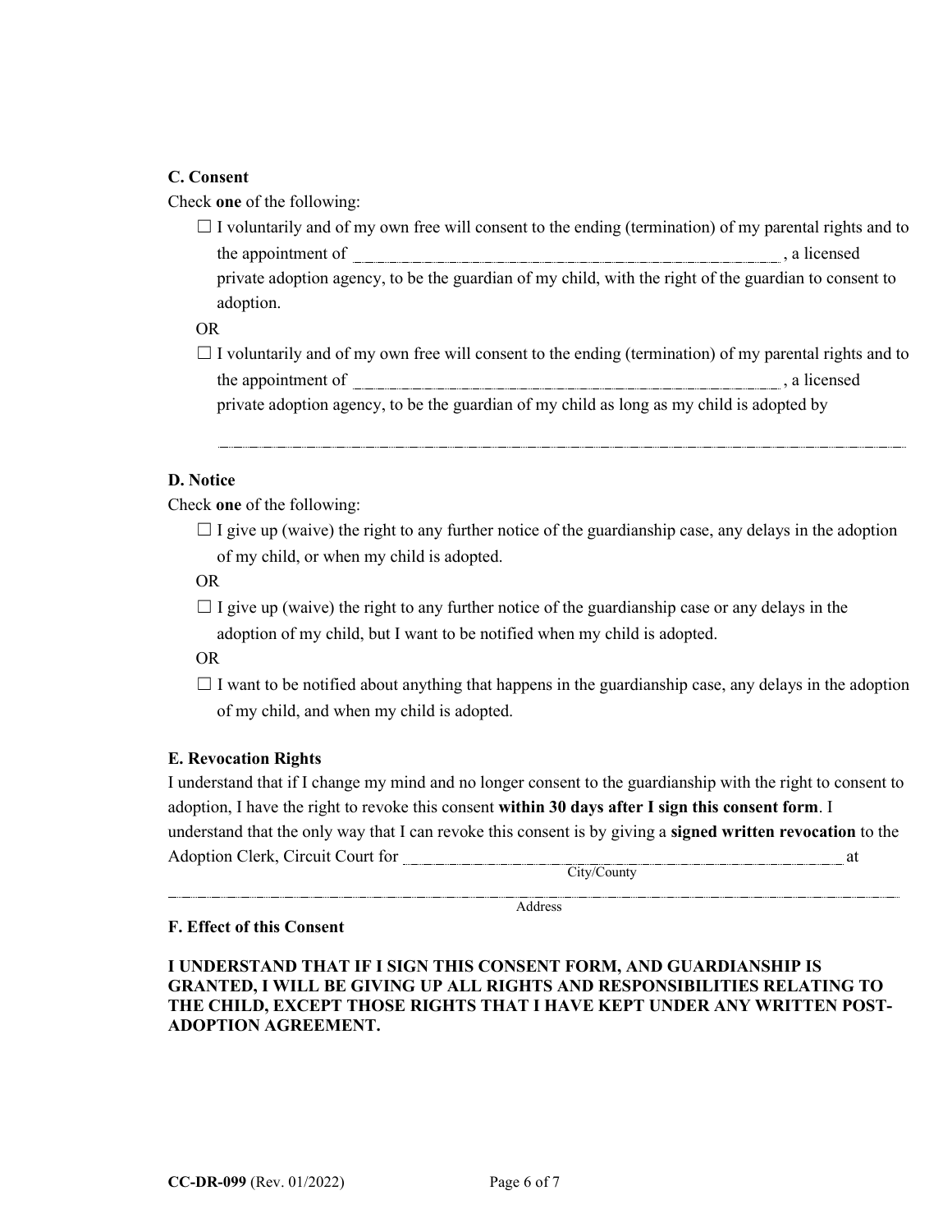**C. Consent**

Check **one** of the following:

☐ I voluntarily and of my own free will consent to the ending (termination) of my parental rights and to the appointment of ______________________________, a licensed private adoption agency, to be the guardian of my child, with the right of the guardian to consent to adoption.

OR

☐ I voluntarily and of my own free will consent to the ending (termination) of my parental rights and to the appointment of ______________________________, a licensed private adoption agency, to be the guardian of my child as long as my child is adopted by

______________________________________________________________

**D. Notice**

Check **one** of the following:

☐ I give up (waive) the right to any further notice of the guardianship case, any delays in the adoption of my child, or when my child is adopted.

OR

☐ I give up (waive) the right to any further notice of the guardianship case or any delays in the adoption of my child, but I want to be notified when my child is adopted.

OR

☐ I want to be notified about anything that happens in the guardianship case, any delays in the adoption of my child, and when my child is adopted.

**E. Revocation Rights**

I understand that if I change my mind and no longer consent to the guardianship with the right to consent to adoption, I have the right to revoke this consent **within 30 days after I sign this consent form**. I understand that the only way that I can revoke this consent is by giving a **signed written revocation** to the Adoption Clerk, Circuit Court for ______________________________ at
City/County

______________________________________________________________
Address

**F. Effect of this Consent**

**I UNDERSTAND THAT IF I SIGN THIS CONSENT FORM, AND GUARDIANSHIP IS GRANTED, I WILL BE GIVING UP ALL RIGHTS AND RESPONSIBILITIES RELATING TO THE CHILD, EXCEPT THOSE RIGHTS THAT I HAVE KEPT UNDER ANY WRITTEN POST-ADOPTION AGREEMENT.**

**CC-DR-099** (Rev. 01/2022)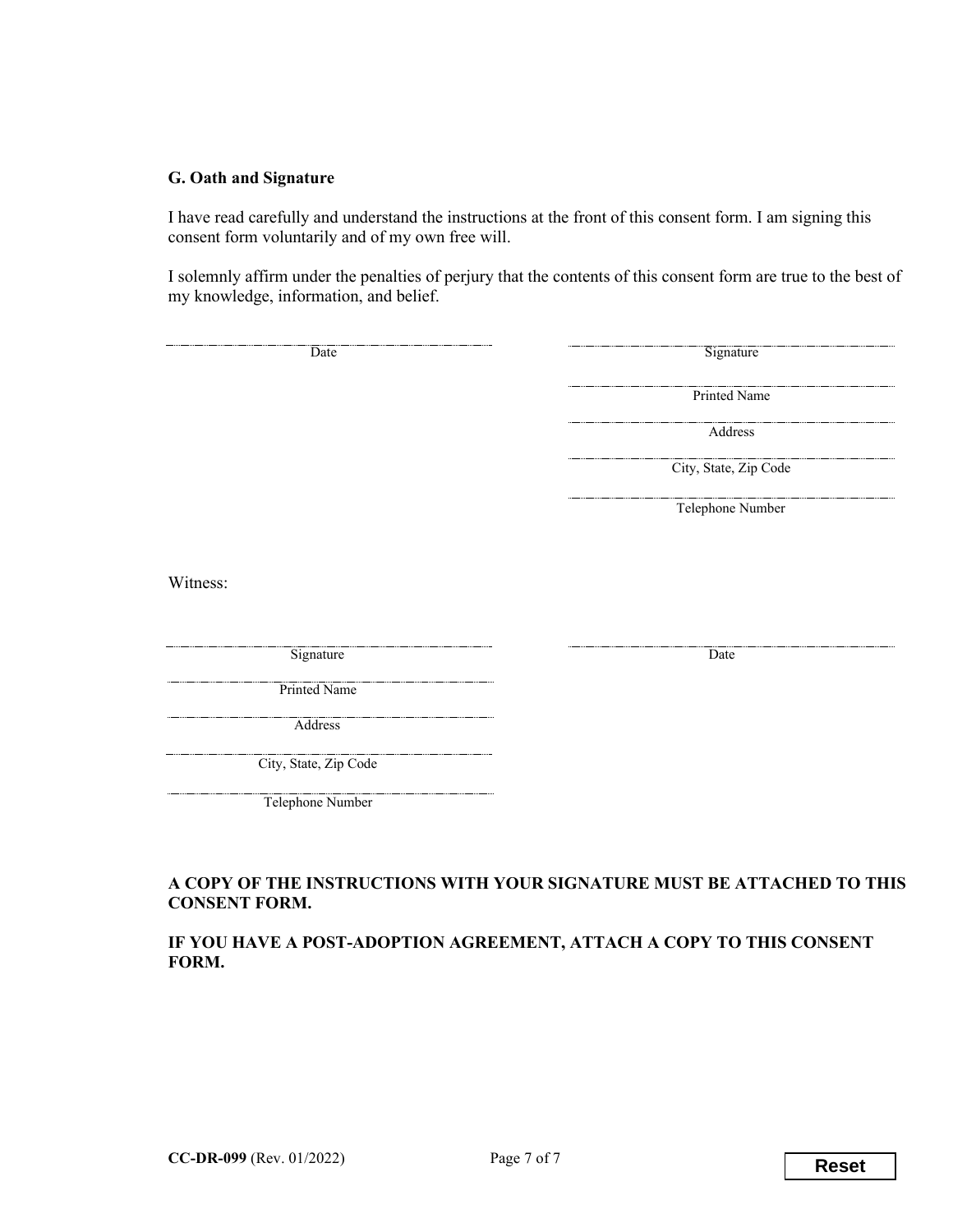## G. Oath and Signature

I have read carefully and understand the instructions at the front of this consent form. I am signing this consent form voluntarily and of my own free will.

I solemnly affirm under the penalties of perjury that the contents of this consent form are true to the best of my knowledge, information, and belief.

| | |
|---|---|
| ______________________ | ______________________ |
| Date | Signature |
| | ______________________ |
| | Printed Name |
| | ______________________ |
| | Address |
| | ______________________ |
| | City, State, Zip Code |
| | ______________________ |
| | Telephone Number |

Witness:

| | |
|---|---|
| ______________________ | ______________________ |
| Signature | Date |
| ______________________ | |
| Printed Name | |
| ______________________ | |
| Address | |
| ______________________ | |
| City, State, Zip Code | |
| ______________________ | |
| Telephone Number | |

**A COPY OF THE INSTRUCTIONS WITH YOUR SIGNATURE MUST BE ATTACHED TO THIS CONSENT FORM.**

**IF YOU HAVE A POST-ADOPTION AGREEMENT, ATTACH A COPY TO THIS CONSENT FORM.**

**CC-DR-099** (Rev. 01/2022)

Reset